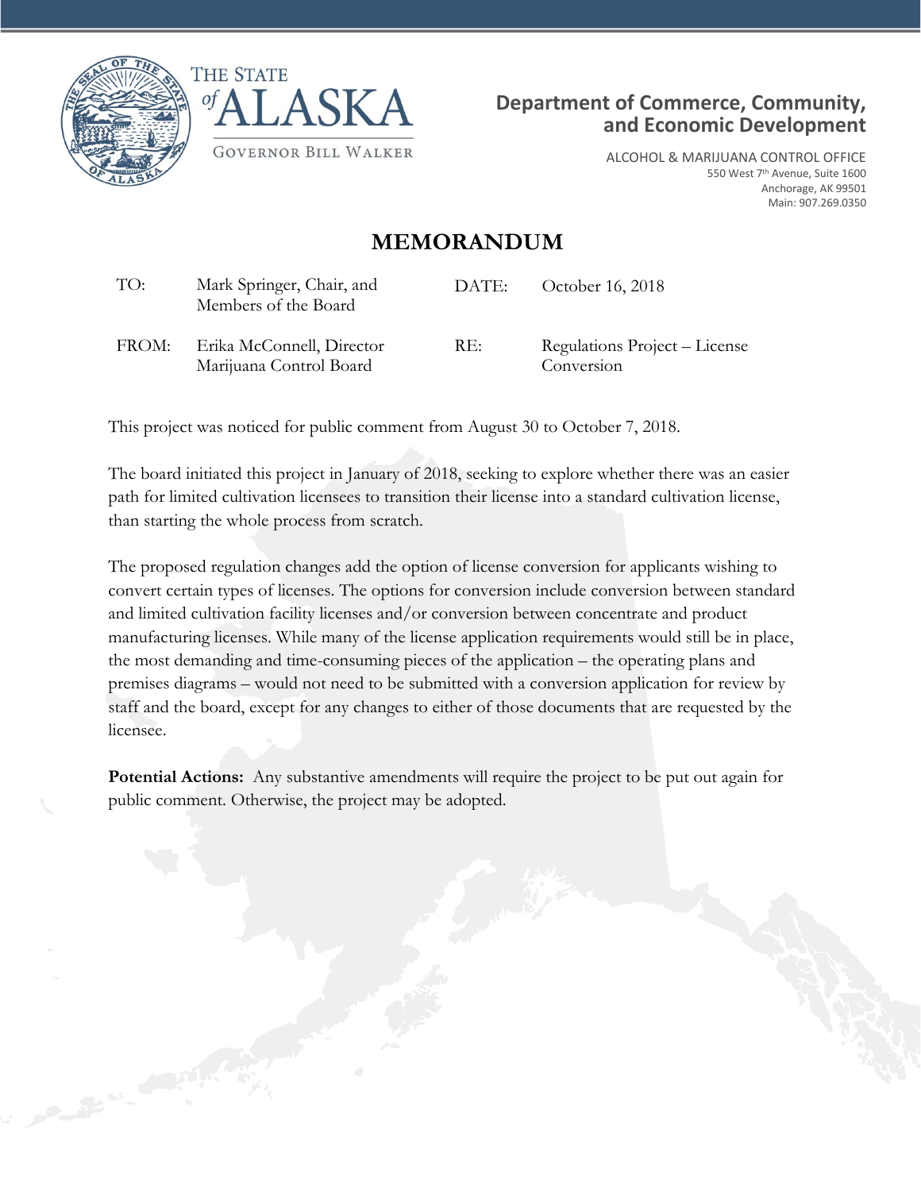THE STATE of ALASKA

GOVERNOR BILL WALKER

**Department of Commerce, Community, and Economic Development**

ALCOHOL & MARIJUANA CONTROL OFFICE
550 West 7th Avenue, Suite 1600
Anchorage, AK 99501
Main: 907.269.0350

# MEMORANDUM

| | | | |
|---|---|---|---|
| TO: | Mark Springer, Chair, and Members of the Board | DATE: | October 16, 2018 |
| FROM: | Erika McConnell, Director Marijuana Control Board | RE: | Regulations Project – License Conversion |

This project was noticed for public comment from August 30 to October 7, 2018.

The board initiated this project in January of 2018, seeking to explore whether there was an easier path for limited cultivation licensees to transition their license into a standard cultivation license, than starting the whole process from scratch.

The proposed regulation changes add the option of license conversion for applicants wishing to convert certain types of licenses. The options for conversion include conversion between standard and limited cultivation facility licenses and/or conversion between concentrate and product manufacturing licenses. While many of the license application requirements would still be in place, the most demanding and time-consuming pieces of the application – the operating plans and premises diagrams – would not need to be submitted with a conversion application for review by staff and the board, except for any changes to either of those documents that are requested by the licensee.

**Potential Actions:** Any substantive amendments will require the project to be put out again for public comment. Otherwise, the project may be adopted.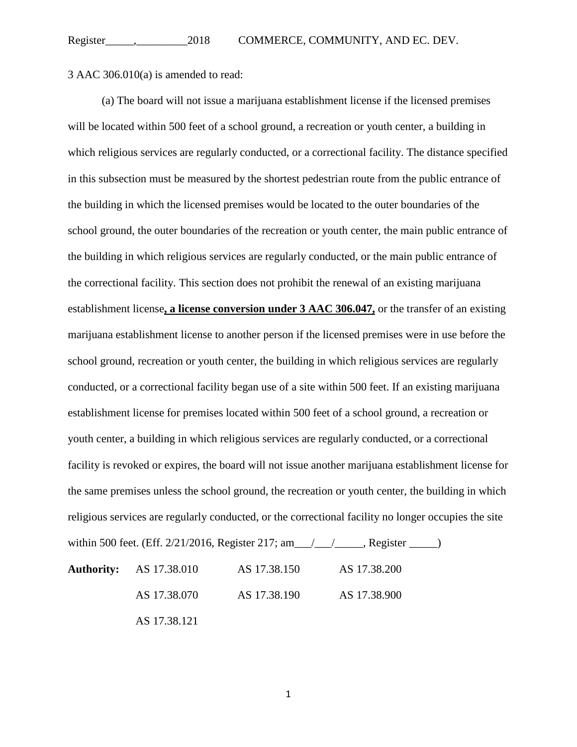3 AAC 306.010(a) is amended to read:

(a) The board will not issue a marijuana establishment license if the licensed premises will be located within 500 feet of a school ground, a recreation or youth center, a building in which religious services are regularly conducted, or a correctional facility. The distance specified in this subsection must be measured by the shortest pedestrian route from the public entrance of the building in which the licensed premises would be located to the outer boundaries of the school ground, the outer boundaries of the recreation or youth center, the main public entrance of the building in which religious services are regularly conducted, or the main public entrance of the correctional facility. This section does not prohibit the renewal of an existing marijuana establishment license**, a license conversion under 3 AAC 306.047,** or the transfer of an existing marijuana establishment license to another person if the licensed premises were in use before the school ground, recreation or youth center, the building in which religious services are regularly conducted, or a correctional facility began use of a site within 500 feet. If an existing marijuana establishment license for premises located within 500 feet of a school ground, a recreation or youth center, a building in which religious services are regularly conducted, or a correctional facility is revoked or expires, the board will not issue another marijuana establishment license for the same premises unless the school ground, the recreation or youth center, the building in which religious services are regularly conducted, or the correctional facility no longer occupies the site within 500 feet. (Eff. 2/21/2016, Register 217; am___/___/_____, Register _____)

**Authority:** AS 17.38.010 AS 17.38.150 AS 17.38.200
AS 17.38.070 AS 17.38.190 AS 17.38.900
AS 17.38.121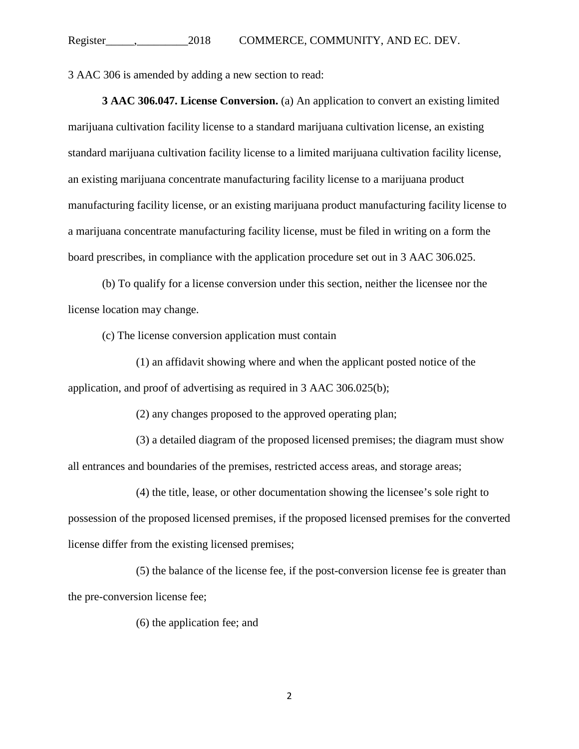3 AAC 306 is amended by adding a new section to read:

**3 AAC 306.047. License Conversion.** (a) An application to convert an existing limited marijuana cultivation facility license to a standard marijuana cultivation license, an existing standard marijuana cultivation facility license to a limited marijuana cultivation facility license, an existing marijuana concentrate manufacturing facility license to a marijuana product manufacturing facility license, or an existing marijuana product manufacturing facility license to a marijuana concentrate manufacturing facility license, must be filed in writing on a form the board prescribes, in compliance with the application procedure set out in 3 AAC 306.025.

(b) To qualify for a license conversion under this section, neither the licensee nor the license location may change.

(c) The license conversion application must contain

(1) an affidavit showing where and when the applicant posted notice of the application, and proof of advertising as required in 3 AAC 306.025(b);

(2) any changes proposed to the approved operating plan;

(3) a detailed diagram of the proposed licensed premises; the diagram must show all entrances and boundaries of the premises, restricted access areas, and storage areas;

(4) the title, lease, or other documentation showing the licensee's sole right to possession of the proposed licensed premises, if the proposed licensed premises for the converted license differ from the existing licensed premises;

(5) the balance of the license fee, if the post-conversion license fee is greater than the pre-conversion license fee;

(6) the application fee; and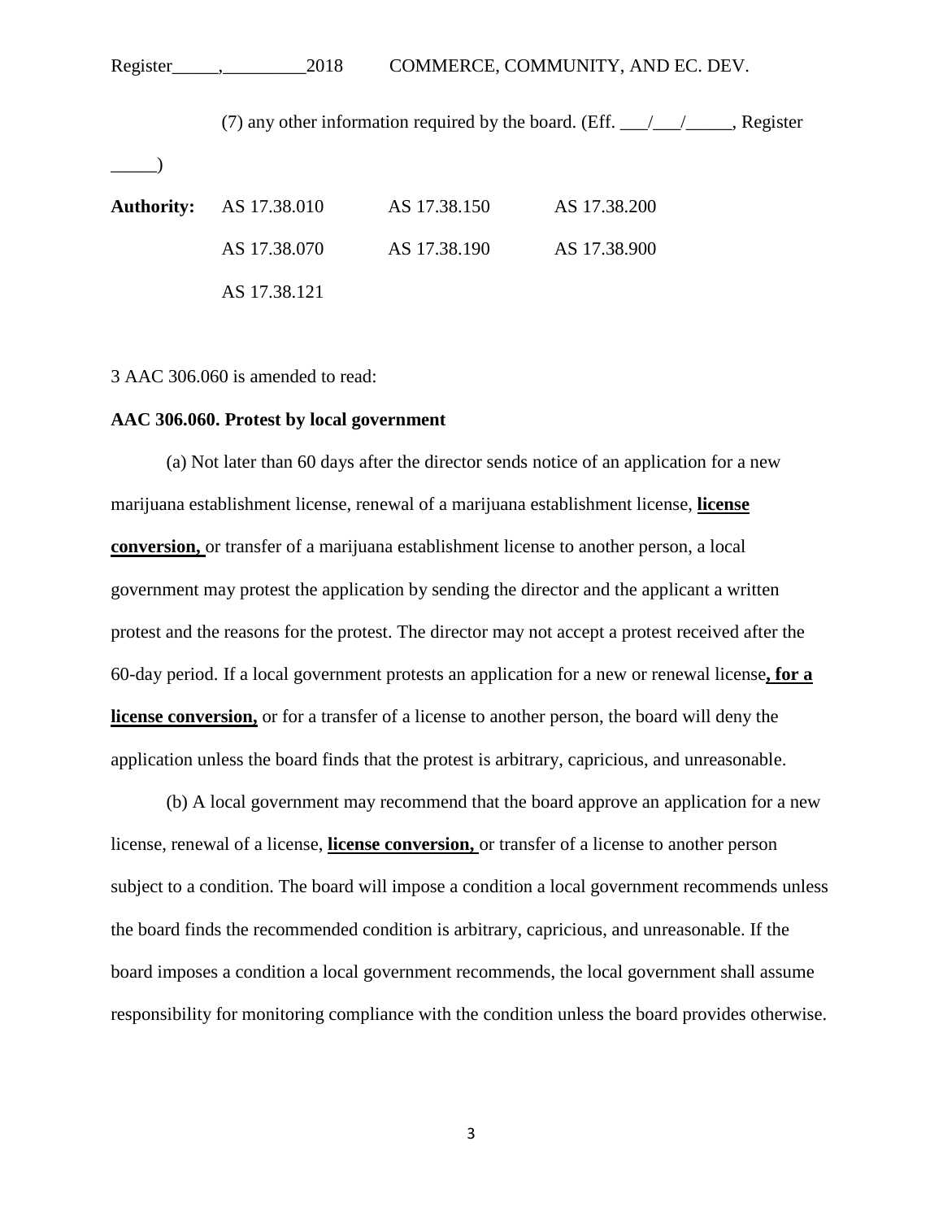(7) any other information required by the board. (Eff. ___/___/_____, Register _____)

| **Authority:** | AS 17.38.010 | AS 17.38.150 | AS 17.38.200 |
|---|---|---|---|
| | AS 17.38.070 | AS 17.38.190 | AS 17.38.900 |
| | AS 17.38.121 | | |

3 AAC 306.060 is amended to read:

**AAC 306.060. Protest by local government**

(a) Not later than 60 days after the director sends notice of an application for a new marijuana establishment license, renewal of a marijuana establishment license, **license conversion,** or transfer of a marijuana establishment license to another person, a local government may protest the application by sending the director and the applicant a written protest and the reasons for the protest. The director may not accept a protest received after the 60-day period. If a local government protests an application for a new or renewal license**, for a license conversion,** or for a transfer of a license to another person, the board will deny the application unless the board finds that the protest is arbitrary, capricious, and unreasonable.

(b) A local government may recommend that the board approve an application for a new license, renewal of a license, **license conversion,** or transfer of a license to another person subject to a condition. The board will impose a condition a local government recommends unless the board finds the recommended condition is arbitrary, capricious, and unreasonable. If the board imposes a condition a local government recommends, the local government shall assume responsibility for monitoring compliance with the condition unless the board provides otherwise.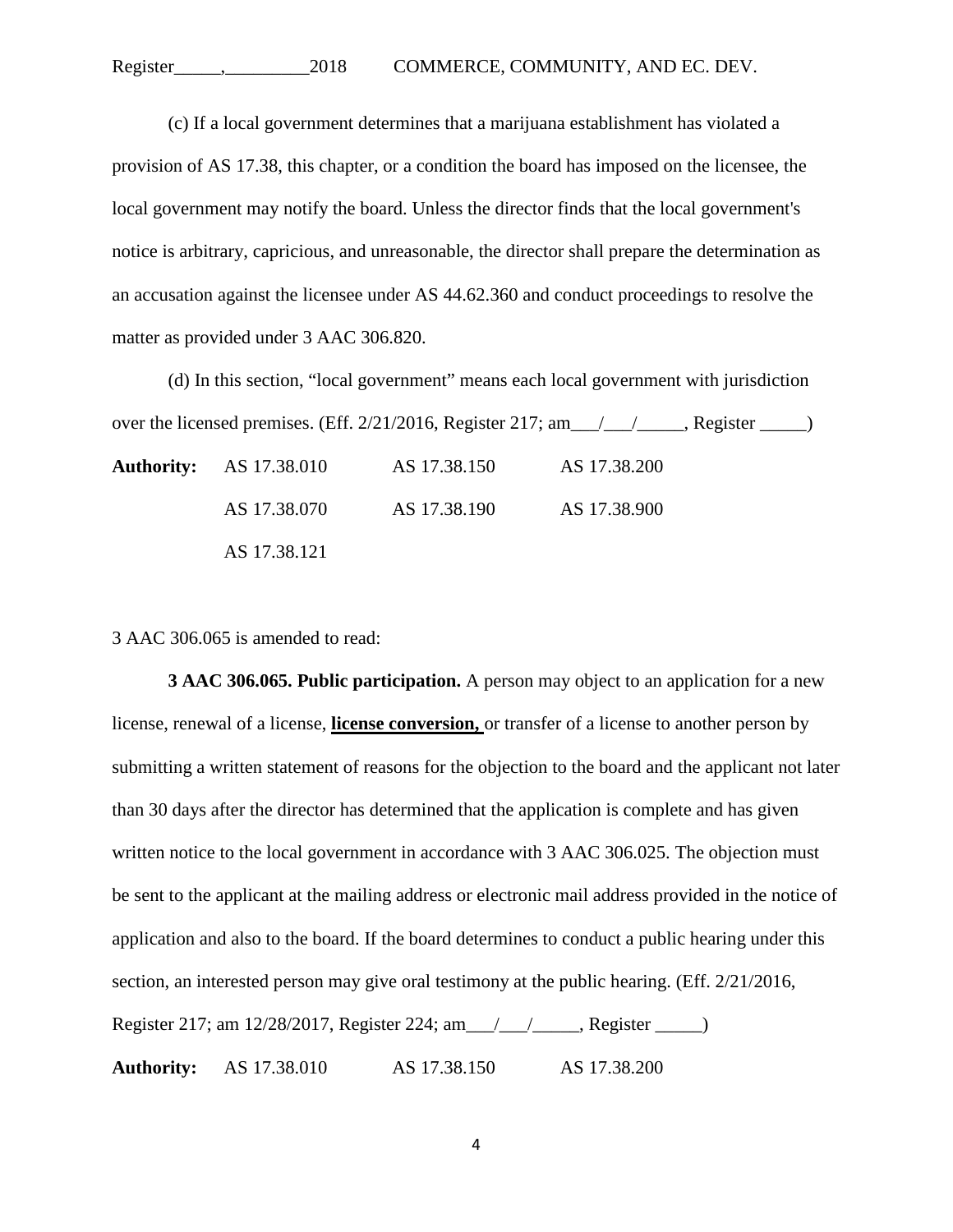(c) If a local government determines that a marijuana establishment has violated a provision of AS 17.38, this chapter, or a condition the board has imposed on the licensee, the local government may notify the board. Unless the director finds that the local government's notice is arbitrary, capricious, and unreasonable, the director shall prepare the determination as an accusation against the licensee under AS 44.62.360 and conduct proceedings to resolve the matter as provided under 3 AAC 306.820.

(d) In this section, "local government" means each local government with jurisdiction over the licensed premises. (Eff. 2/21/2016, Register 217; am___/___/_____, Register _____)

| **Authority:** | AS 17.38.010 | AS 17.38.150 | AS 17.38.200 |
|---|---|---|---|
| | AS 17.38.070 | AS 17.38.190 | AS 17.38.900 |
| | AS 17.38.121 | | |

3 AAC 306.065 is amended to read:

**3 AAC 306.065. Public participation.** A person may object to an application for a new license, renewal of a license, **license conversion,** or transfer of a license to another person by submitting a written statement of reasons for the objection to the board and the applicant not later than 30 days after the director has determined that the application is complete and has given written notice to the local government in accordance with 3 AAC 306.025. The objection must be sent to the applicant at the mailing address or electronic mail address provided in the notice of application and also to the board. If the board determines to conduct a public hearing under this section, an interested person may give oral testimony at the public hearing. (Eff. 2/21/2016, Register 217; am 12/28/2017, Register 224; am___/___/_____, Register _____)

| **Authority:** | AS 17.38.010 | AS 17.38.150 | AS 17.38.200 |
|---|---|---|---|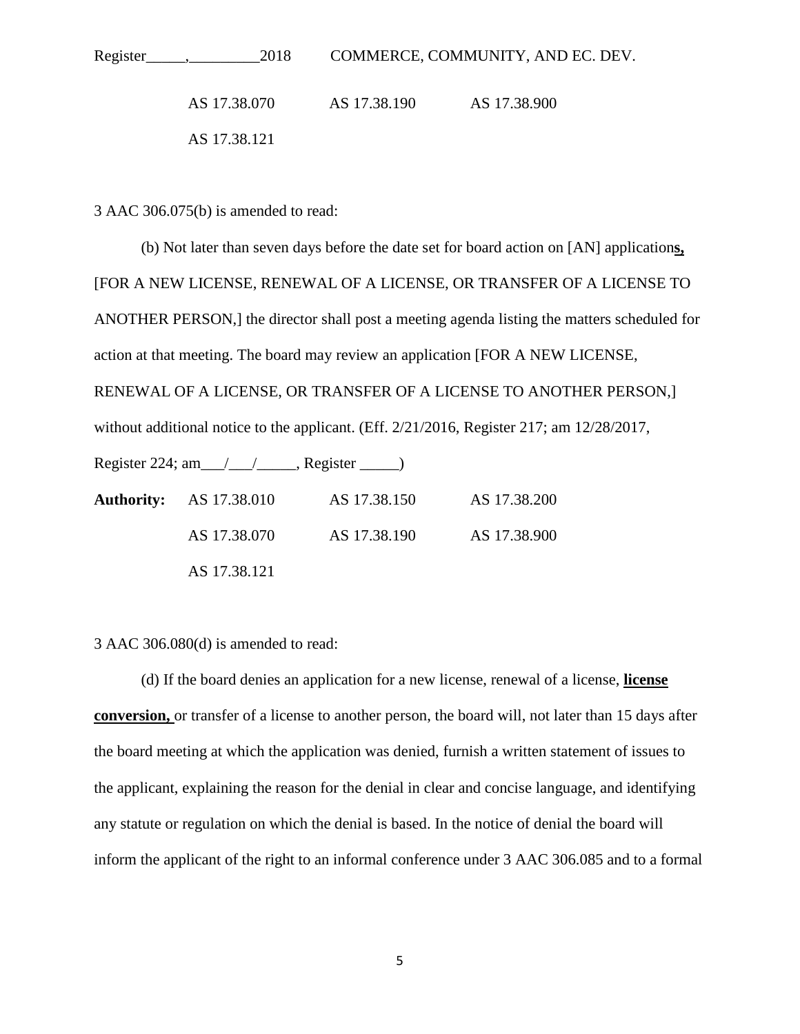AS 17.38.070    AS 17.38.190    AS 17.38.900

AS 17.38.121

3 AAC 306.075(b) is amended to read:

(b) Not later than seven days before the date set for board action on [AN] application**s,** [FOR A NEW LICENSE, RENEWAL OF A LICENSE, OR TRANSFER OF A LICENSE TO ANOTHER PERSON,] the director shall post a meeting agenda listing the matters scheduled for action at that meeting. The board may review an application [FOR A NEW LICENSE, RENEWAL OF A LICENSE, OR TRANSFER OF A LICENSE TO ANOTHER PERSON,] without additional notice to the applicant. (Eff. 2/21/2016, Register 217; am 12/28/2017, Register 224; am___/___/_____, Register _____)

**Authority:** AS 17.38.010    AS 17.38.150    AS 17.38.200

AS 17.38.070    AS 17.38.190    AS 17.38.900

AS 17.38.121

3 AAC 306.080(d) is amended to read:

(d) If the board denies an application for a new license, renewal of a license, **license conversion,** or transfer of a license to another person, the board will, not later than 15 days after the board meeting at which the application was denied, furnish a written statement of issues to the applicant, explaining the reason for the denial in clear and concise language, and identifying any statute or regulation on which the denial is based. In the notice of denial the board will inform the applicant of the right to an informal conference under 3 AAC 306.085 and to a formal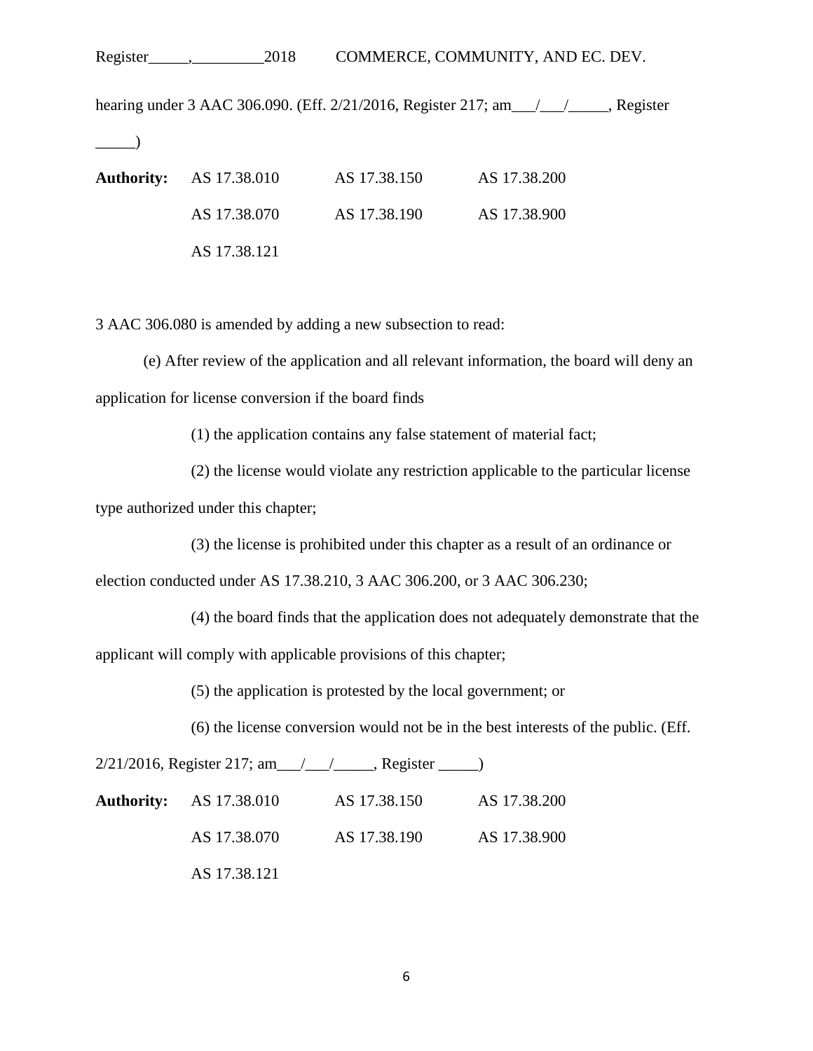hearing under 3 AAC 306.090. (Eff. 2/21/2016, Register 217; am___/___/_____, Register _____)

| **Authority:** | AS 17.38.010 | AS 17.38.150 | AS 17.38.200 |
|---|---|---|---|
| | AS 17.38.070 | AS 17.38.190 | AS 17.38.900 |
| | AS 17.38.121 | | |

3 AAC 306.080 is amended by adding a new subsection to read:

(e) After review of the application and all relevant information, the board will deny an application for license conversion if the board finds

(1) the application contains any false statement of material fact;

(2) the license would violate any restriction applicable to the particular license type authorized under this chapter;

(3) the license is prohibited under this chapter as a result of an ordinance or election conducted under AS 17.38.210, 3 AAC 306.200, or 3 AAC 306.230;

(4) the board finds that the application does not adequately demonstrate that the applicant will comply with applicable provisions of this chapter;

(5) the application is protested by the local government; or

(6) the license conversion would not be in the best interests of the public. (Eff. 2/21/2016, Register 217; am___/___/_____, Register _____)

| **Authority:** | AS 17.38.010 | AS 17.38.150 | AS 17.38.200 |
|---|---|---|---|
| | AS 17.38.070 | AS 17.38.190 | AS 17.38.900 |
| | AS 17.38.121 | | |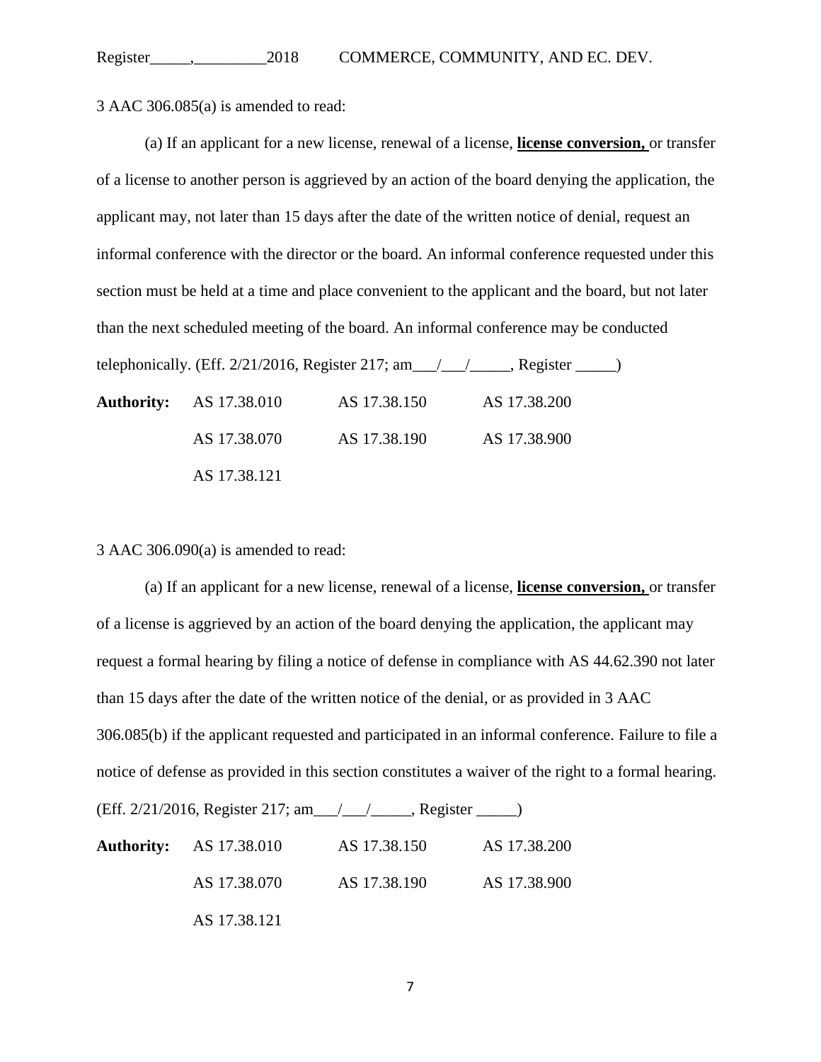3 AAC 306.085(a) is amended to read:

(a) If an applicant for a new license, renewal of a license, **license conversion,** or transfer of a license to another person is aggrieved by an action of the board denying the application, the applicant may, not later than 15 days after the date of the written notice of denial, request an informal conference with the director or the board. An informal conference requested under this section must be held at a time and place convenient to the applicant and the board, but not later than the next scheduled meeting of the board. An informal conference may be conducted telephonically. (Eff. 2/21/2016, Register 217; am\_\_\_/\_\_\_/\_\_\_\_\_, Register \_\_\_\_\_)

| **Authority:** | AS 17.38.010 | AS 17.38.150 | AS 17.38.200 |
|---|---|---|---|
| | AS 17.38.070 | AS 17.38.190 | AS 17.38.900 |
| | AS 17.38.121 | | |

3 AAC 306.090(a) is amended to read:

(a) If an applicant for a new license, renewal of a license, **license conversion,** or transfer of a license is aggrieved by an action of the board denying the application, the applicant may request a formal hearing by filing a notice of defense in compliance with AS 44.62.390 not later than 15 days after the date of the written notice of the denial, or as provided in 3 AAC 306.085(b) if the applicant requested and participated in an informal conference. Failure to file a notice of defense as provided in this section constitutes a waiver of the right to a formal hearing. (Eff. 2/21/2016, Register 217; am\_\_\_/\_\_\_/\_\_\_\_\_, Register \_\_\_\_\_)

| **Authority:** | AS 17.38.010 | AS 17.38.150 | AS 17.38.200 |
|---|---|---|---|
| | AS 17.38.070 | AS 17.38.190 | AS 17.38.900 |
| | AS 17.38.121 | | |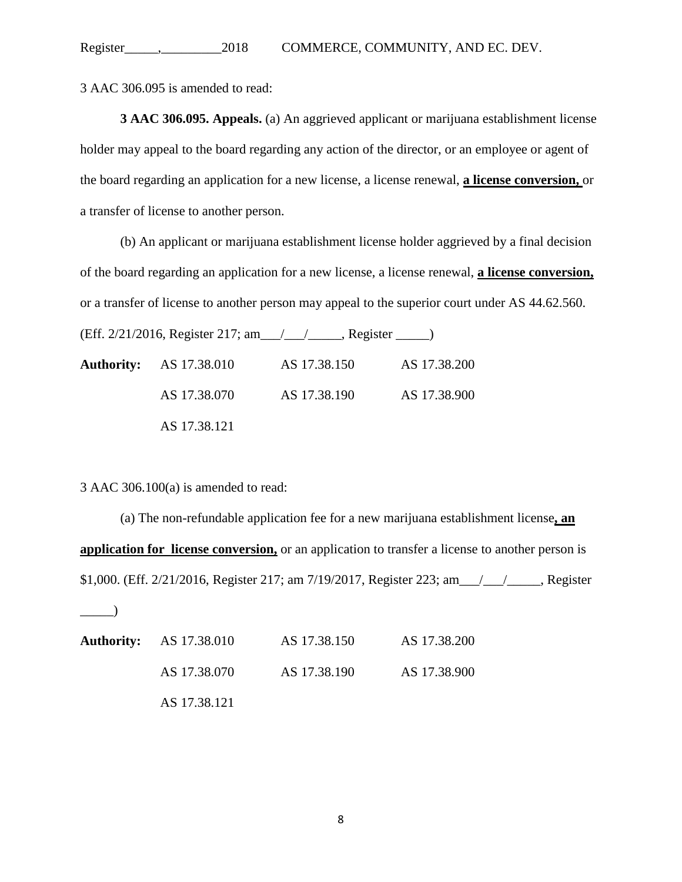3 AAC 306.095 is amended to read:

**3 AAC 306.095. Appeals.** (a) An aggrieved applicant or marijuana establishment license holder may appeal to the board regarding any action of the director, or an employee or agent of the board regarding an application for a new license, a license renewal, **<u>a license conversion,</u>** or a transfer of license to another person.

(b) An applicant or marijuana establishment license holder aggrieved by a final decision of the board regarding an application for a new license, a license renewal, **<u>a license conversion,</u>** or a transfer of license to another person may appeal to the superior court under AS 44.62.560. (Eff. 2/21/2016, Register 217; am___/___/_____, Register _____)

| | | | |
|---|---|---|---|
| **Authority:** | AS 17.38.010 | AS 17.38.150 | AS 17.38.200 |
| | AS 17.38.070 | AS 17.38.190 | AS 17.38.900 |
| | AS 17.38.121 | | |

3 AAC 306.100(a) is amended to read:

(a) The non-refundable application fee for a new marijuana establishment license**<u>, an application for license conversion,</u>** or an application to transfer a license to another person is $1,000. (Eff. 2/21/2016, Register 217; am 7/19/2017, Register 223; am___/___/_____, Register _____)

| | | | |
|---|---|---|---|
| **Authority:** | AS 17.38.010 | AS 17.38.150 | AS 17.38.200 |
| | AS 17.38.070 | AS 17.38.190 | AS 17.38.900 |
| | AS 17.38.121 | | |